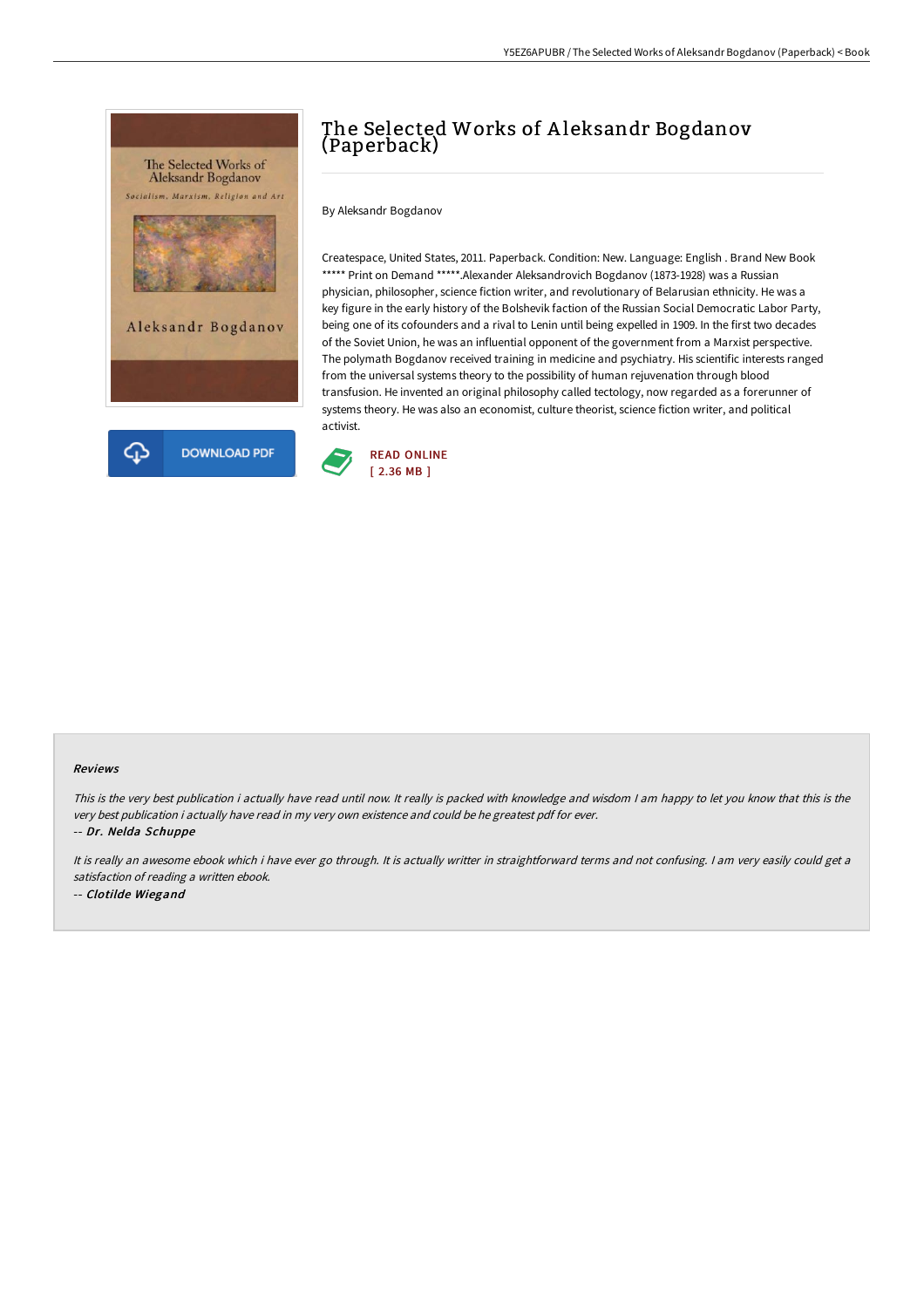# The Selected Works of Aleksandr Bogdanov (Paperback)

By Aleksandr Bogdanov

Createspace, United States, 2011. Paperback. Condition: New. Language: English . Brand New Book ***** Print on Demand *****.Alexander Aleksandrovich Bogdanov (1873-1928) was a Russian physician, philosopher, science fiction writer, and revolutionary of Belarusian ethnicity. He was a key figure in the early history of the Bolshevik faction of the Russian Social Democratic Labor Party, being one of its cofounders and a rival to Lenin until being expelled in 1909. In the first two decades of the Soviet Union, he was an influential opponent of the government from a Marxist perspective. The polymath Bogdanov received training in medicine and psychiatry. His scientific interests ranged from the universal systems theory to the possibility of human rejuvenation through blood transfusion. He invented an original philosophy called tectology, now regarded as a forerunner of systems theory. He was also an economist, culture theorist, science fiction writer, and political activist.

DOWNLOAD PDF

READ ONLINE
[ 2.36 MB ]

### Reviews

*This is the very best publication i actually have read until now. It really is packed with knowledge and wisdom I am happy to let you know that this is the very best publication i actually have read in my very own existence and could be he greatest pdf for ever.*

-- ***Dr. Nelda Schuppe***

*It is really an awesome ebook which i have ever go through. It is actually writter in straightforward terms and not confusing. I am very easily could get a satisfaction of reading a written ebook.*

-- ***Clotilde Wiegand***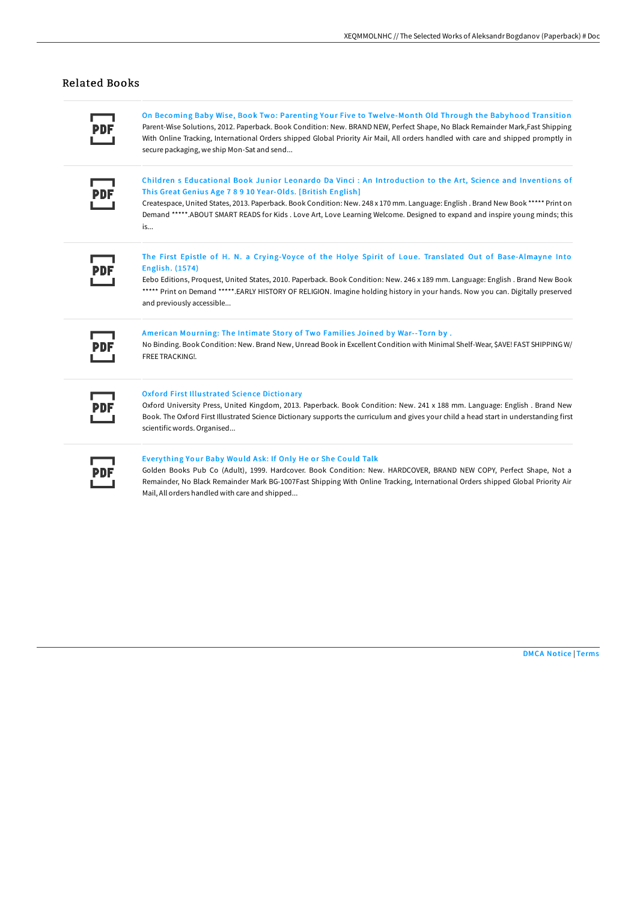## Related Books

**On Becoming Baby Wise, Book Two: Parenting Your Five to Twelve-Month Old Through the Babyhood Transition**
Parent-Wise Solutions, 2012. Paperback. Book Condition: New. BRAND NEW, Perfect Shape, No Black Remainder Mark,Fast Shipping With Online Tracking, International Orders shipped Global Priority Air Mail, All orders handled with care and shipped promptly in secure packaging, we ship Mon-Sat and send...

**Children s Educational Book Junior Leonardo Da Vinci : An Introduction to the Art, Science and Inventions of This Great Genius Age 7 8 9 10 Year-Olds. [British English]**
Createspace, United States, 2013. Paperback. Book Condition: New. 248 x 170 mm. Language: English . Brand New Book ***** Print on Demand *****.ABOUT SMART READS for Kids . Love Art, Love Learning Welcome. Designed to expand and inspire young minds; this is...

**The First Epistle of H. N. a Crying-Voyce of the Holye Spirit of Loue. Translated Out of Base-Almayne Into English. (1574)**
Eebo Editions, Proquest, United States, 2010. Paperback. Book Condition: New. 246 x 189 mm. Language: English . Brand New Book ***** Print on Demand *****.EARLY HISTORY OF RELIGION. Imagine holding history in your hands. Now you can. Digitally preserved and previously accessible...

**American Mourning: The Intimate Story of Two Families Joined by War--Torn by .**
No Binding. Book Condition: New. Brand New, Unread Book in Excellent Condition with Minimal Shelf-Wear, $AVE! FAST SHIPPING W/ FREE TRACKING!.

**Oxford First Illustrated Science Dictionary**
Oxford University Press, United Kingdom, 2013. Paperback. Book Condition: New. 241 x 188 mm. Language: English . Brand New Book. The Oxford First Illustrated Science Dictionary supports the curriculum and gives your child a head start in understanding first scientific words. Organised...

**Everything Your Baby Would Ask: If Only He or She Could Talk**
Golden Books Pub Co (Adult), 1999. Hardcover. Book Condition: New. HARDCOVER, BRAND NEW COPY, Perfect Shape, Not a Remainder, No Black Remainder Mark BG-1007Fast Shipping With Online Tracking, International Orders shipped Global Priority Air Mail, All orders handled with care and shipped...